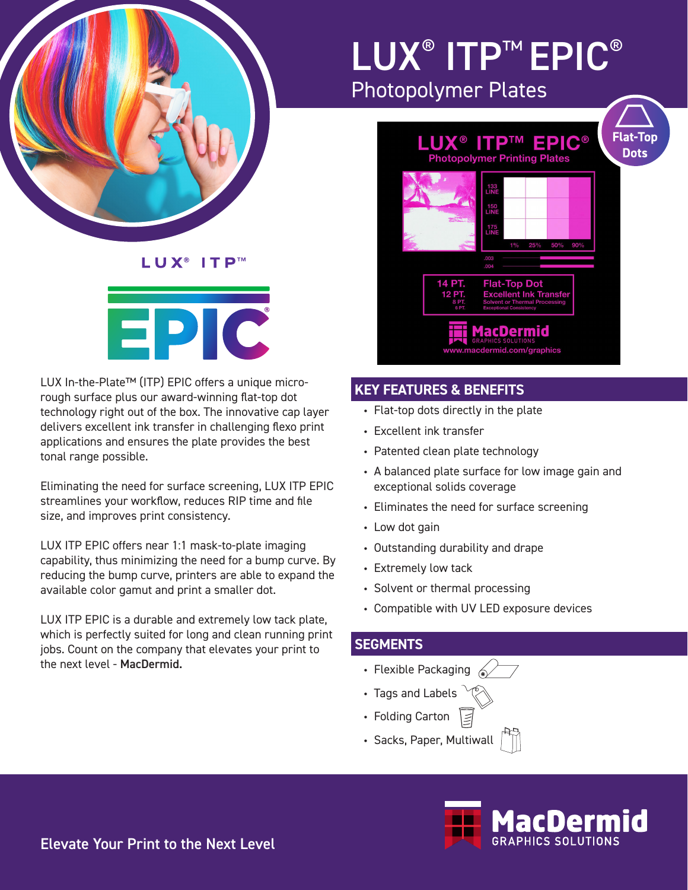# LUX® ITP™ EPIC®

## Photopolymer Plates

LUX In-the-Plate™ (ITP) EPIC offers a unique micro-rough surface plus our award-winning flat-top dot technology right out of the box. The innovative cap layer delivers excellent ink transfer in challenging flexo print applications and ensures the plate provides the best tonal range possible.

Eliminating the need for surface screening, LUX ITP EPIC streamlines your workflow, reduces RIP time and file size, and improves print consistency.

LUX ITP EPIC offers near 1:1 mask-to-plate imaging capability, thus minimizing the need for a bump curve. By reducing the bump curve, printers are able to expand the available color gamut and print a smaller dot.

LUX ITP EPIC is a durable and extremely low tack plate, which is perfectly suited for long and clean running print jobs. Count on the company that elevates your print to the next level - **MacDermid.**

## KEY FEATURES & BENEFITS

- Flat-top dots directly in the plate
- Excellent ink transfer
- Patented clean plate technology
- A balanced plate surface for low image gain and exceptional solids coverage
- Eliminates the need for surface screening
- Low dot gain
- Outstanding durability and drape
- Extremely low tack
- Solvent or thermal processing
- Compatible with UV LED exposure devices

## SEGMENTS

- Flexible Packaging
- Tags and Labels
- Folding Carton
- Sacks, Paper, Multiwall

Elevate Your Print to the Next Level

MacDermid GRAPHICS SOLUTIONS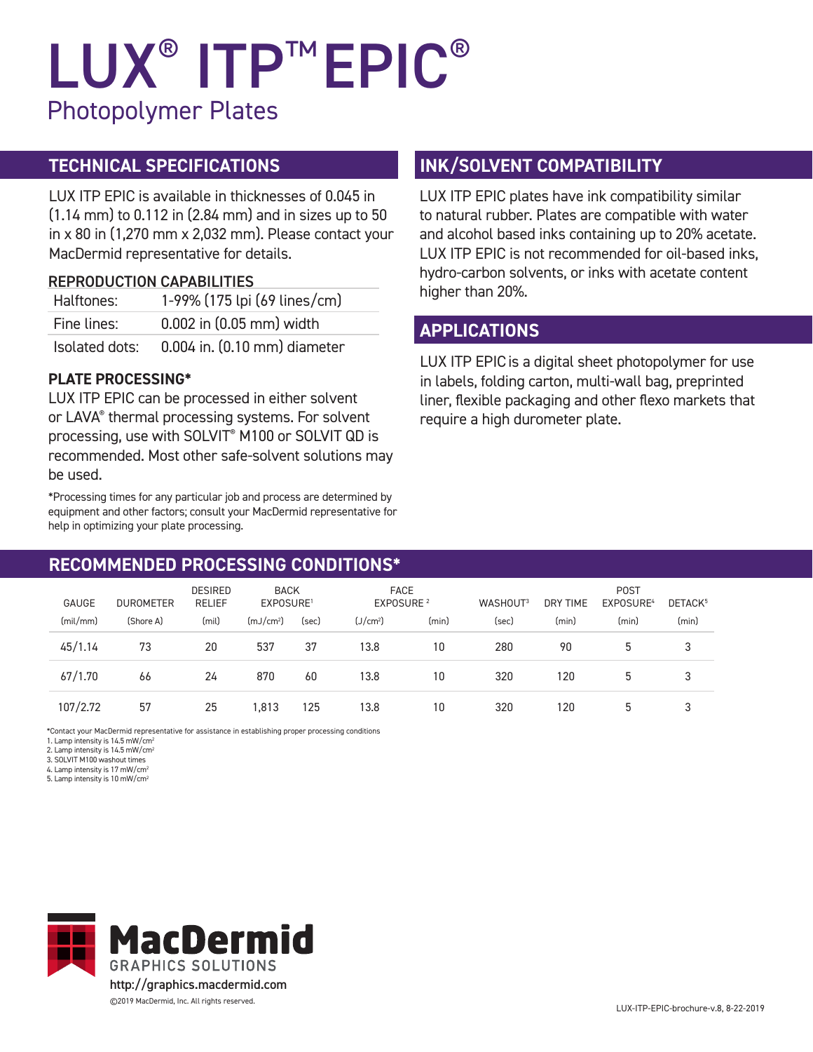# LUX® ITP™ EPIC®

## Photopolymer Plates

## TECHNICAL SPECIFICATIONS

LUX ITP EPIC is available in thicknesses of 0.045 in (1.14 mm) to 0.112 in (2.84 mm) and in sizes up to 50 in x 80 in (1,270 mm x 2,032 mm). Please contact your MacDermid representative for details.

### REPRODUCTION CAPABILITIES

| | |
|---|---|
| Halftones: | 1-99% (175 lpi (69 lines/cm) |
| Fine lines: | 0.002 in (0.05 mm) width |
| Isolated dots: | 0.004 in. (0.10 mm) diameter |

### PLATE PROCESSING*

LUX ITP EPIC can be processed in either solvent or LAVA® thermal processing systems. For solvent processing, use with SOLVIT® M100 or SOLVIT QD is recommended. Most other safe-solvent solutions may be used.

*Processing times for any particular job and process are determined by equipment and other factors; consult your MacDermid representative for help in optimizing your plate processing.

## INK/SOLVENT COMPATIBILITY

LUX ITP EPIC plates have ink compatibility similar to natural rubber. Plates are compatible with water and alcohol based inks containing up to 20% acetate. LUX ITP EPIC is not recommended for oil-based inks, hydro-carbon solvents, or inks with acetate content higher than 20%.

## APPLICATIONS

LUX ITP EPIC is a digital sheet photopolymer for use in labels, folding carton, multi-wall bag, preprinted liner, flexible packaging and other flexo markets that require a high durometer plate.

## RECOMMENDED PROCESSING CONDITIONS*

| GAUGE | DUROMETER | DESIRED RELIEF | BACK EXPOSURE[1] | | FACE EXPOSURE [2] | | WASHOUT[3] | DRY TIME | POST EXPOSURE[4] | DETACK[5] |
|---|---|---|---|---|---|---|---|---|---|---|
| (mil/mm) | (Shore A) | (mil) | (mJ/cm²) | (sec) | (J/cm²) | (min) | (sec) | (min) | (min) | (min) |
| 45/1.14 | 73 | 20 | 537 | 37 | 13.8 | 10 | 280 | 90 | 5 | 3 |
| 67/1.70 | 66 | 24 | 870 | 60 | 13.8 | 10 | 320 | 120 | 5 | 3 |
| 107/2.72 | 57 | 25 | 1,813 | 125 | 13.8 | 10 | 320 | 120 | 5 | 3 |

*Contact your MacDermid representative for assistance in establishing proper processing conditions
1. Lamp intensity is 14.5 mW/cm²
2. Lamp intensity is 14.5 mW/cm²
3. SOLVIT M100 washout times
4. Lamp intensity is 17 mW/cm²
5. Lamp intensity is 10 mW/cm²

MacDermid GRAPHICS SOLUTIONS
http://graphics.macdermid.com
©2019 MacDermid, Inc. All rights reserved.

LUX-ITP-EPIC-brochure-v.8, 8-22-2019